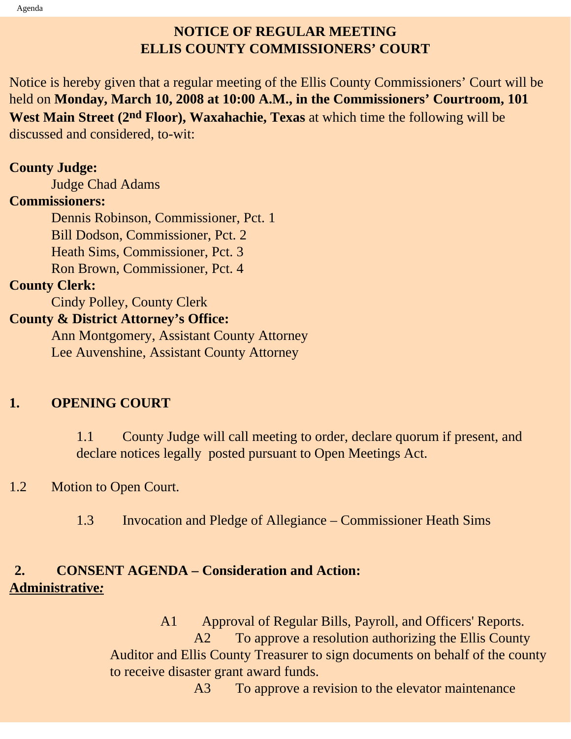# NOTICE OF REGULAR MEETING
# ELLIS COUNTY COMMISSIONERS' COURT

Notice is hereby given that a regular meeting of the Ellis County Commissioners' Court will be held on **Monday, March 10, 2008 at 10:00 A.M., in the Commissioners' Courtroom, 101 West Main Street (2nd Floor), Waxahachie, Texas** at which time the following will be discussed and considered, to-wit:

**County Judge:**

Judge Chad Adams

**Commissioners:**

Dennis Robinson, Commissioner, Pct. 1
Bill Dodson, Commissioner, Pct. 2
Heath Sims, Commissioner, Pct. 3
Ron Brown, Commissioner, Pct. 4

**County Clerk:**

Cindy Polley, County Clerk

**County & District Attorney's Office:**

Ann Montgomery, Assistant County Attorney
Lee Auvenshine, Assistant County Attorney

## 1. OPENING COURT

1.1 County Judge will call meeting to order, declare quorum if present, and declare notices legally posted pursuant to Open Meetings Act.

1.2 Motion to Open Court.

1.3 Invocation and Pledge of Allegiance – Commissioner Heath Sims

## 2. CONSENT AGENDA – Consideration and Action:

**Administrative:**

A1 Approval of Regular Bills, Payroll, and Officers' Reports.

A2 To approve a resolution authorizing the Ellis County Auditor and Ellis County Treasurer to sign documents on behalf of the county to receive disaster grant award funds.

A3 To approve a revision to the elevator maintenance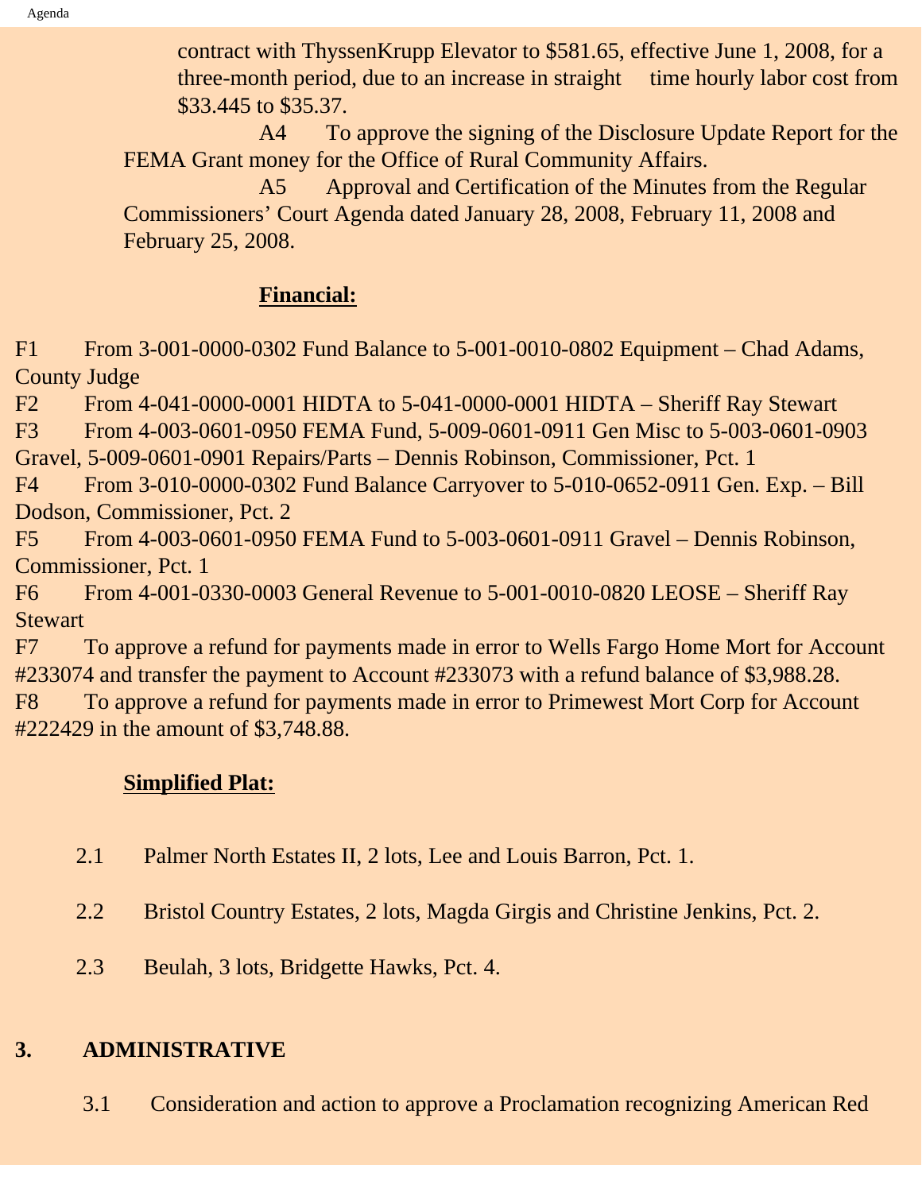contract with ThyssenKrupp Elevator to $581.65, effective June 1, 2008, for a three-month period, due to an increase in straight time hourly labor cost from $33.445 to $35.37.

A4 To approve the signing of the Disclosure Update Report for the FEMA Grant money for the Office of Rural Community Affairs.

A5 Approval and Certification of the Minutes from the Regular Commissioners' Court Agenda dated January 28, 2008, February 11, 2008 and February 25, 2008.

**Financial:**

F1 From 3-001-0000-0302 Fund Balance to 5-001-0010-0802 Equipment – Chad Adams, County Judge

F2 From 4-041-0000-0001 HIDTA to 5-041-0000-0001 HIDTA – Sheriff Ray Stewart

F3 From 4-003-0601-0950 FEMA Fund, 5-009-0601-0911 Gen Misc to 5-003-0601-0903 Gravel, 5-009-0601-0901 Repairs/Parts – Dennis Robinson, Commissioner, Pct. 1

F4 From 3-010-0000-0302 Fund Balance Carryover to 5-010-0652-0911 Gen. Exp. – Bill Dodson, Commissioner, Pct. 2

F5 From 4-003-0601-0950 FEMA Fund to 5-003-0601-0911 Gravel – Dennis Robinson, Commissioner, Pct. 1

F6 From 4-001-0330-0003 General Revenue to 5-001-0010-0820 LEOSE – Sheriff Ray Stewart

F7 To approve a refund for payments made in error to Wells Fargo Home Mort for Account #233074 and transfer the payment to Account #233073 with a refund balance of $3,988.28.

F8 To approve a refund for payments made in error to Primewest Mort Corp for Account #222429 in the amount of $3,748.88.

**Simplified Plat:**

2.1 Palmer North Estates II, 2 lots, Lee and Louis Barron, Pct. 1.

2.2 Bristol Country Estates, 2 lots, Magda Girgis and Christine Jenkins, Pct. 2.

2.3 Beulah, 3 lots, Bridgette Hawks, Pct. 4.

**3. ADMINISTRATIVE**

3.1 Consideration and action to approve a Proclamation recognizing American Red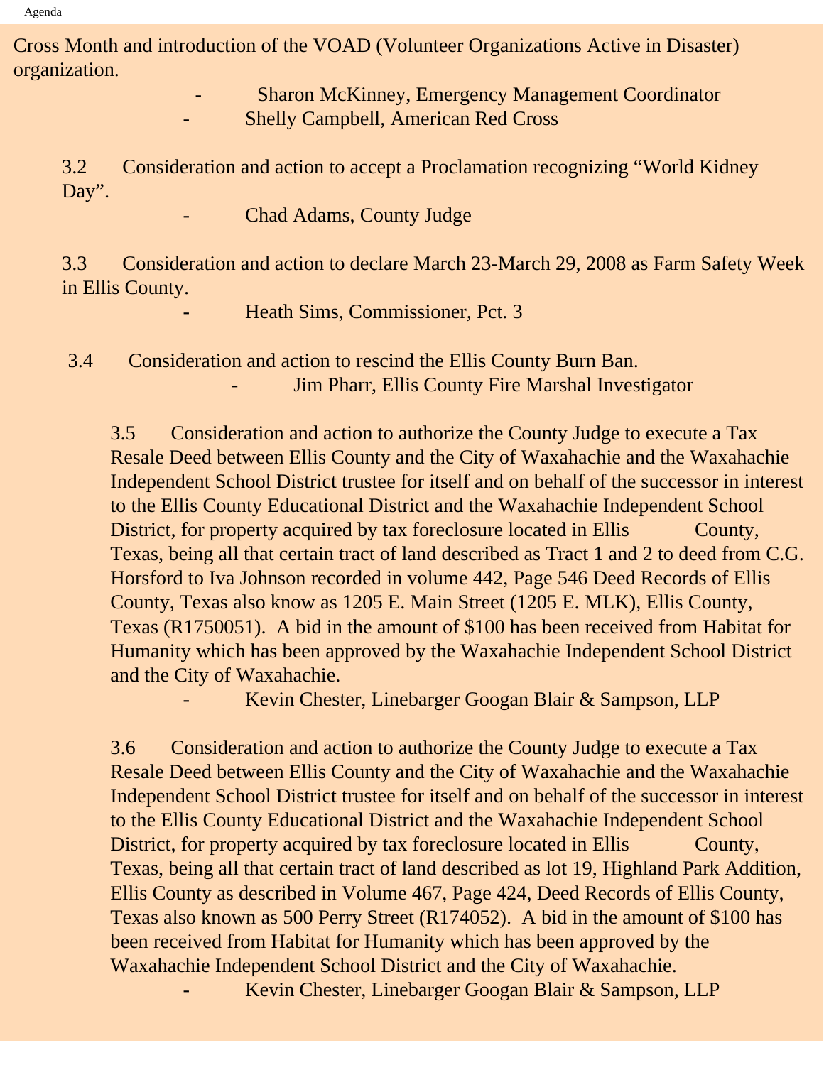Cross Month and introduction of the VOAD (Volunteer Organizations Active in Disaster) organization.

- Sharon McKinney, Emergency Management Coordinator
- Shelly Campbell, American Red Cross

3.2 Consideration and action to accept a Proclamation recognizing “World Kidney Day”.

- Chad Adams, County Judge

3.3 Consideration and action to declare March 23-March 29, 2008 as Farm Safety Week in Ellis County.

- Heath Sims, Commissioner, Pct. 3

3.4 Consideration and action to rescind the Ellis County Burn Ban.

- Jim Pharr, Ellis County Fire Marshal Investigator

3.5 Consideration and action to authorize the County Judge to execute a Tax Resale Deed between Ellis County and the City of Waxahachie and the Waxahachie Independent School District trustee for itself and on behalf of the successor in interest to the Ellis County Educational District and the Waxahachie Independent School District, for property acquired by tax foreclosure located in Ellis County, Texas, being all that certain tract of land described as Tract 1 and 2 to deed from C.G. Horsford to Iva Johnson recorded in volume 442, Page 546 Deed Records of Ellis County, Texas also know as 1205 E. Main Street (1205 E. MLK), Ellis County, Texas (R1750051). A bid in the amount of $100 has been received from Habitat for Humanity which has been approved by the Waxahachie Independent School District and the City of Waxahachie.

- Kevin Chester, Linebarger Googan Blair & Sampson, LLP

3.6 Consideration and action to authorize the County Judge to execute a Tax Resale Deed between Ellis County and the City of Waxahachie and the Waxahachie Independent School District trustee for itself and on behalf of the successor in interest to the Ellis County Educational District and the Waxahachie Independent School District, for property acquired by tax foreclosure located in Ellis County, Texas, being all that certain tract of land described as lot 19, Highland Park Addition, Ellis County as described in Volume 467, Page 424, Deed Records of Ellis County, Texas also known as 500 Perry Street (R174052). A bid in the amount of $100 has been received from Habitat for Humanity which has been approved by the Waxahachie Independent School District and the City of Waxahachie.

- Kevin Chester, Linebarger Googan Blair & Sampson, LLP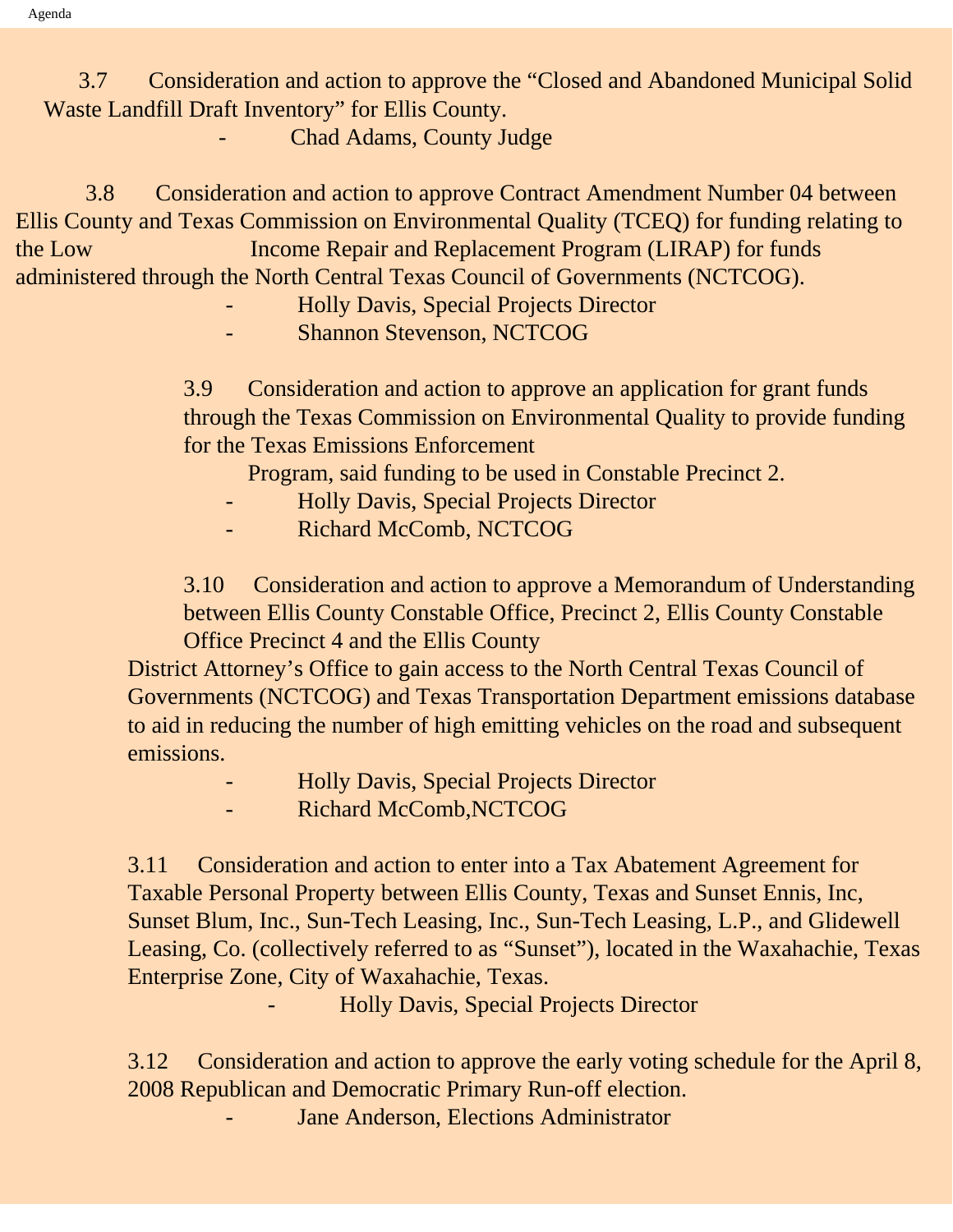3.7 Consideration and action to approve the "Closed and Abandoned Municipal Solid Waste Landfill Draft Inventory" for Ellis County.

- Chad Adams, County Judge

3.8 Consideration and action to approve Contract Amendment Number 04 between Ellis County and Texas Commission on Environmental Quality (TCEQ) for funding relating to the Low Income Repair and Replacement Program (LIRAP) for funds administered through the North Central Texas Council of Governments (NCTCOG).

- Holly Davis, Special Projects Director
- Shannon Stevenson, NCTCOG

3.9 Consideration and action to approve an application for grant funds through the Texas Commission on Environmental Quality to provide funding for the Texas Emissions Enforcement Program, said funding to be used in Constable Precinct 2.

- Holly Davis, Special Projects Director
- Richard McComb, NCTCOG

3.10 Consideration and action to approve a Memorandum of Understanding between Ellis County Constable Office, Precinct 2, Ellis County Constable Office Precinct 4 and the Ellis County District Attorney's Office to gain access to the North Central Texas Council of Governments (NCTCOG) and Texas Transportation Department emissions database to aid in reducing the number of high emitting vehicles on the road and subsequent emissions.

- Holly Davis, Special Projects Director
- Richard McComb,NCTCOG

3.11 Consideration and action to enter into a Tax Abatement Agreement for Taxable Personal Property between Ellis County, Texas and Sunset Ennis, Inc, Sunset Blum, Inc., Sun-Tech Leasing, Inc., Sun-Tech Leasing, L.P., and Glidewell Leasing, Co. (collectively referred to as "Sunset"), located in the Waxahachie, Texas Enterprise Zone, City of Waxahachie, Texas.

- Holly Davis, Special Projects Director

3.12 Consideration and action to approve the early voting schedule for the April 8, 2008 Republican and Democratic Primary Run-off election.

- Jane Anderson, Elections Administrator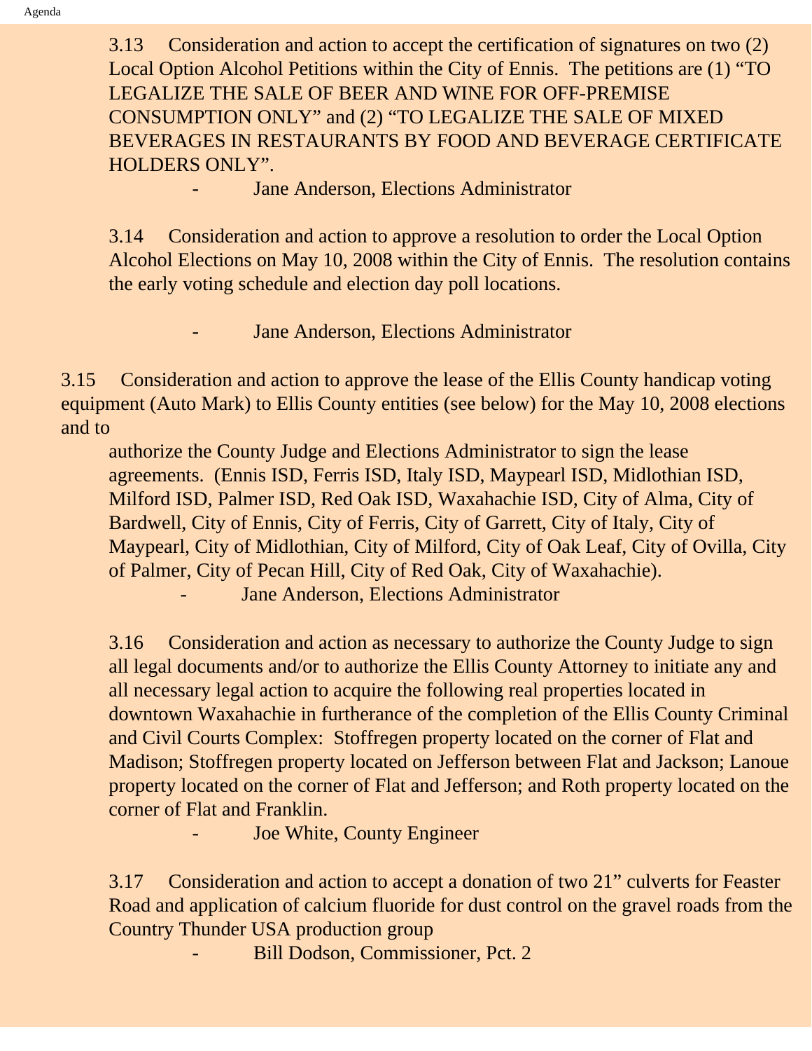3.13 Consideration and action to accept the certification of signatures on two (2) Local Option Alcohol Petitions within the City of Ennis. The petitions are (1) "TO LEGALIZE THE SALE OF BEER AND WINE FOR OFF-PREMISE CONSUMPTION ONLY" and (2) "TO LEGALIZE THE SALE OF MIXED BEVERAGES IN RESTAURANTS BY FOOD AND BEVERAGE CERTIFICATE HOLDERS ONLY".

- Jane Anderson, Elections Administrator

3.14 Consideration and action to approve a resolution to order the Local Option Alcohol Elections on May 10, 2008 within the City of Ennis. The resolution contains the early voting schedule and election day poll locations.

- Jane Anderson, Elections Administrator

3.15 Consideration and action to approve the lease of the Ellis County handicap voting equipment (Auto Mark) to Ellis County entities (see below) for the May 10, 2008 elections and to authorize the County Judge and Elections Administrator to sign the lease agreements. (Ennis ISD, Ferris ISD, Italy ISD, Maypearl ISD, Midlothian ISD, Milford ISD, Palmer ISD, Red Oak ISD, Waxahachie ISD, City of Alma, City of Bardwell, City of Ennis, City of Ferris, City of Garrett, City of Italy, City of Maypearl, City of Midlothian, City of Milford, City of Oak Leaf, City of Ovilla, City of Palmer, City of Pecan Hill, City of Red Oak, City of Waxahachie).

- Jane Anderson, Elections Administrator

3.16 Consideration and action as necessary to authorize the County Judge to sign all legal documents and/or to authorize the Ellis County Attorney to initiate any and all necessary legal action to acquire the following real properties located in downtown Waxahachie in furtherance of the completion of the Ellis County Criminal and Civil Courts Complex: Stoffregen property located on the corner of Flat and Madison; Stoffregen property located on Jefferson between Flat and Jackson; Lanoue property located on the corner of Flat and Jefferson; and Roth property located on the corner of Flat and Franklin.

- Joe White, County Engineer

3.17 Consideration and action to accept a donation of two 21" culverts for Feaster Road and application of calcium fluoride for dust control on the gravel roads from the Country Thunder USA production group

- Bill Dodson, Commissioner, Pct. 2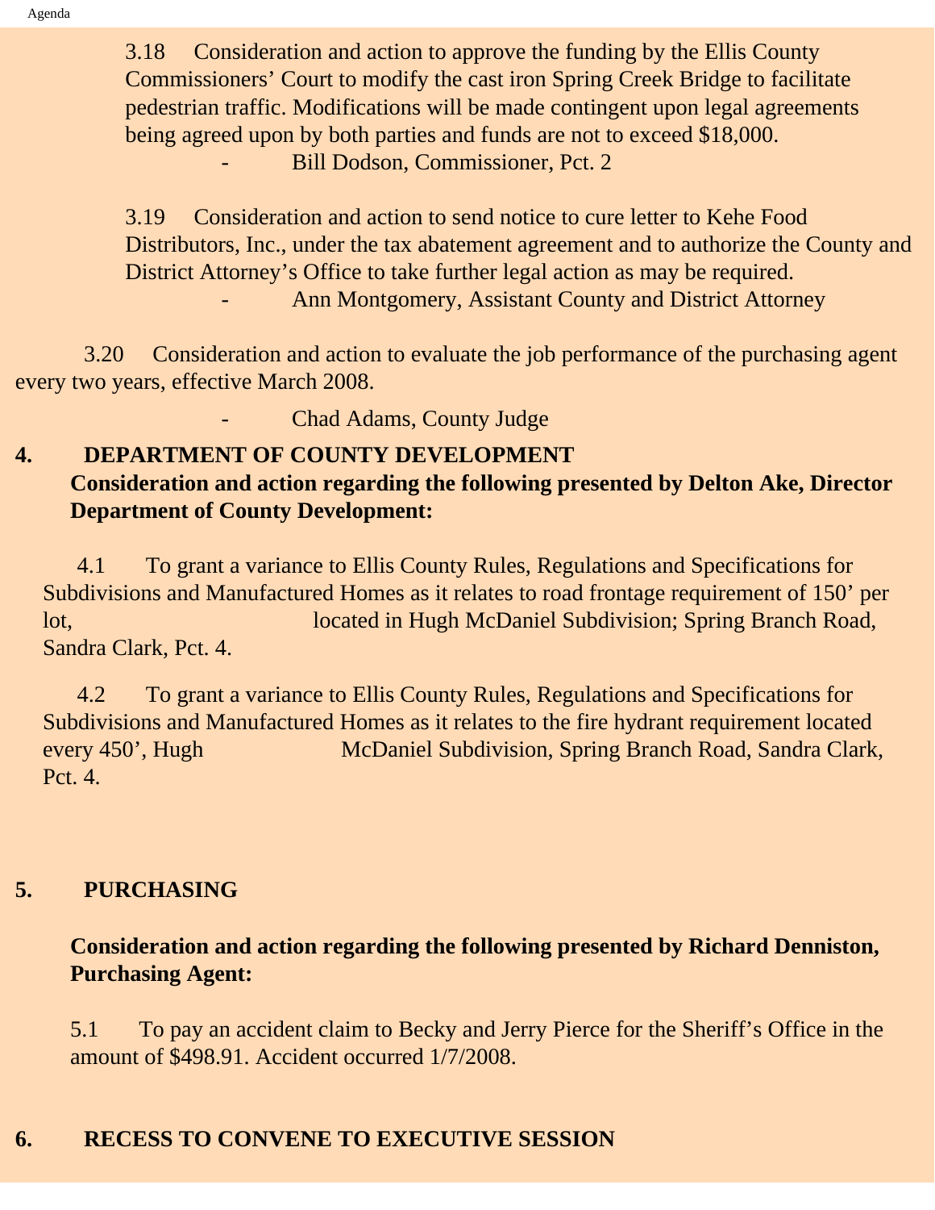3.18 Consideration and action to approve the funding by the Ellis County Commissioners' Court to modify the cast iron Spring Creek Bridge to facilitate pedestrian traffic. Modifications will be made contingent upon legal agreements being agreed upon by both parties and funds are not to exceed $18,000.

- Bill Dodson, Commissioner, Pct. 2

3.19 Consideration and action to send notice to cure letter to Kehe Food Distributors, Inc., under the tax abatement agreement and to authorize the County and District Attorney's Office to take further legal action as may be required.

- Ann Montgomery, Assistant County and District Attorney

3.20 Consideration and action to evaluate the job performance of the purchasing agent every two years, effective March 2008.

- Chad Adams, County Judge

## 4. DEPARTMENT OF COUNTY DEVELOPMENT

**Consideration and action regarding the following presented by Delton Ake, Director Department of County Development:**

4.1 To grant a variance to Ellis County Rules, Regulations and Specifications for Subdivisions and Manufactured Homes as it relates to road frontage requirement of 150' per lot, located in Hugh McDaniel Subdivision; Spring Branch Road, Sandra Clark, Pct. 4.

4.2 To grant a variance to Ellis County Rules, Regulations and Specifications for Subdivisions and Manufactured Homes as it relates to the fire hydrant requirement located every 450', Hugh McDaniel Subdivision, Spring Branch Road, Sandra Clark, Pct. 4.

## 5. PURCHASING

**Consideration and action regarding the following presented by Richard Denniston, Purchasing Agent:**

5.1 To pay an accident claim to Becky and Jerry Pierce for the Sheriff's Office in the amount of $498.91. Accident occurred 1/7/2008.

## 6. RECESS TO CONVENE TO EXECUTIVE SESSION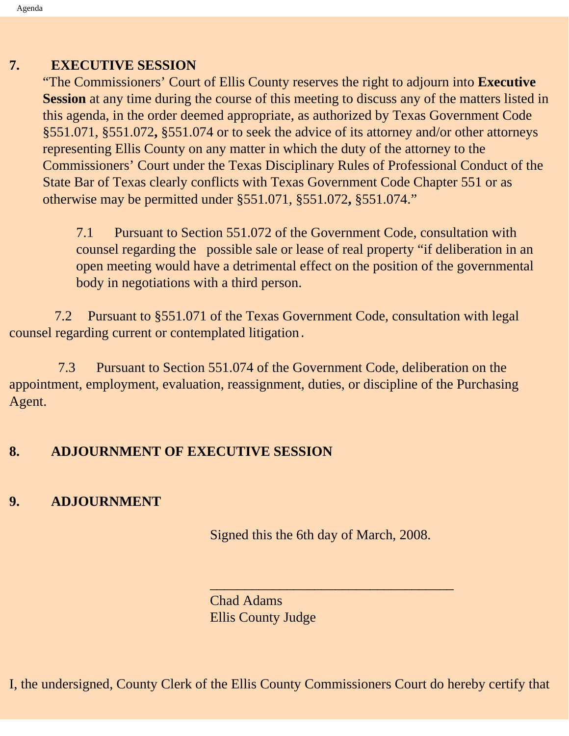## 7. EXECUTIVE SESSION

"The Commissioners' Court of Ellis County reserves the right to adjourn into **Executive Session** at any time during the course of this meeting to discuss any of the matters listed in this agenda, in the order deemed appropriate, as authorized by Texas Government Code §551.071, §551.072**,** §551.074 or to seek the advice of its attorney and/or other attorneys representing Ellis County on any matter in which the duty of the attorney to the Commissioners' Court under the Texas Disciplinary Rules of Professional Conduct of the State Bar of Texas clearly conflicts with Texas Government Code Chapter 551 or as otherwise may be permitted under §551.071, §551.072**,** §551.074."

7.1 Pursuant to Section 551.072 of the Government Code, consultation with counsel regarding the possible sale or lease of real property "if deliberation in an open meeting would have a detrimental effect on the position of the governmental body in negotiations with a third person.

7.2 Pursuant to §551.071 of the Texas Government Code, consultation with legal counsel regarding current or contemplated litigation.

7.3 Pursuant to Section 551.074 of the Government Code, deliberation on the appointment, employment, evaluation, reassignment, duties, or discipline of the Purchasing Agent.

## 8. ADJOURNMENT OF EXECUTIVE SESSION

## 9. ADJOURNMENT

Signed this the 6th day of March, 2008.

\_\_\_\_\_\_\_\_\_\_\_\_\_\_\_\_\_\_\_\_\_\_\_\_\_\_\_\_\_\_\_\_\_\_\_\_

Chad Adams
Ellis County Judge

I, the undersigned, County Clerk of the Ellis County Commissioners Court do hereby certify that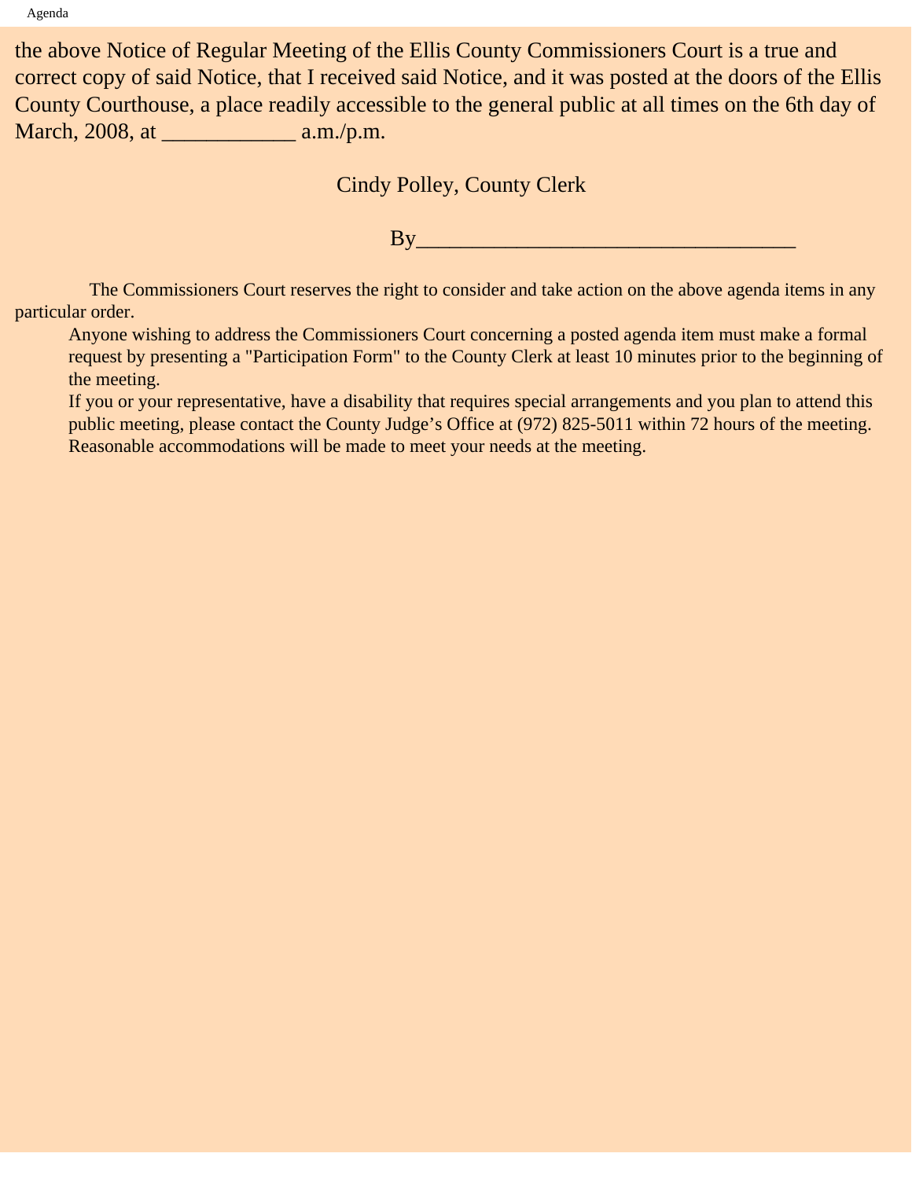the above Notice of Regular Meeting of the Ellis County Commissioners Court is a true and correct copy of said Notice, that I received said Notice, and it was posted at the doors of the Ellis County Courthouse, a place readily accessible to the general public at all times on the 6th day of March, 2008, at ____________ a.m./p.m.

Cindy Polley, County Clerk

By_________________________________

The Commissioners Court reserves the right to consider and take action on the above agenda items in any particular order.

Anyone wishing to address the Commissioners Court concerning a posted agenda item must make a formal request by presenting a "Participation Form" to the County Clerk at least 10 minutes prior to the beginning of the meeting.

If you or your representative, have a disability that requires special arrangements and you plan to attend this public meeting, please contact the County Judge's Office at (972) 825-5011 within 72 hours of the meeting. Reasonable accommodations will be made to meet your needs at the meeting.